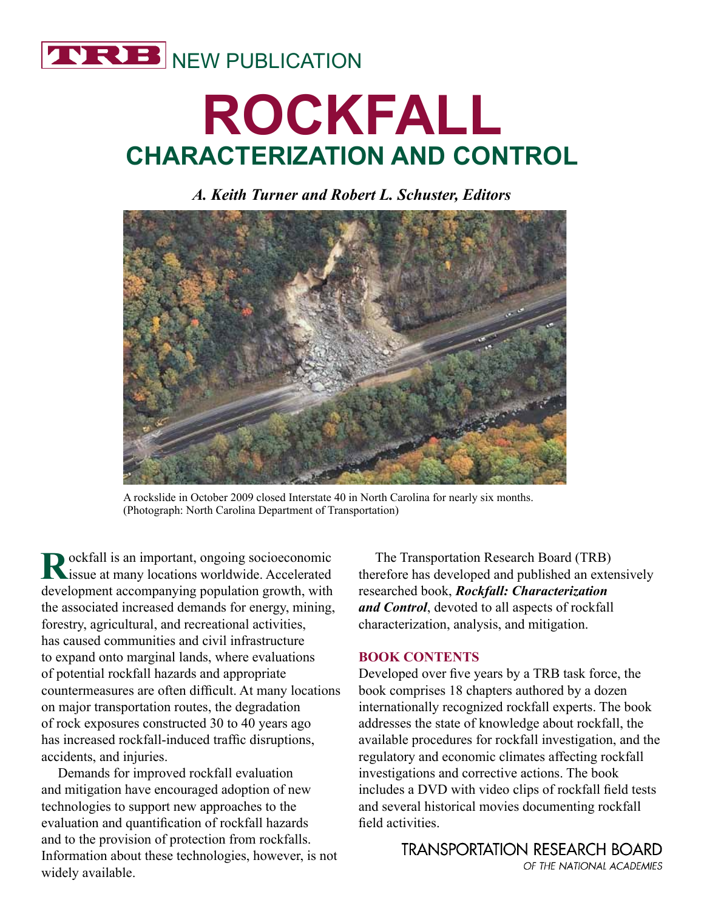TRB NEW PUBLICATION

# ROCKFALL

## CHARACTERIZATION AND CONTROL

***A. Keith Turner and Robert L. Schuster, Editors***

A rockslide in October 2009 closed Interstate 40 in North Carolina for nearly six months. (Photograph: North Carolina Department of Transportation)

Rockfall is an important, ongoing socioeconomic issue at many locations worldwide. Accelerated development accompanying population growth, with the associated increased demands for energy, mining, forestry, agricultural, and recreational activities, has caused communities and civil infrastructure to expand onto marginal lands, where evaluations of potential rockfall hazards and appropriate countermeasures are often difficult. At many locations on major transportation routes, the degradation of rock exposures constructed 30 to 40 years ago has increased rockfall-induced traffic disruptions, accidents, and injuries.

Demands for improved rockfall evaluation and mitigation have encouraged adoption of new technologies to support new approaches to the evaluation and quantification of rockfall hazards and to the provision of protection from rockfalls. Information about these technologies, however, is not widely available.

The Transportation Research Board (TRB) therefore has developed and published an extensively researched book, ***Rockfall: Characterization and Control***, devoted to all aspects of rockfall characterization, analysis, and mitigation.

### BOOK CONTENTS

Developed over five years by a TRB task force, the book comprises 18 chapters authored by a dozen internationally recognized rockfall experts. The book addresses the state of knowledge about rockfall, the available procedures for rockfall investigation, and the regulatory and economic climates affecting rockfall investigations and corrective actions. The book includes a DVD with video clips of rockfall field tests and several historical movies documenting rockfall field activities.

TRANSPORTATION RESEARCH BOARD
*OF THE NATIONAL ACADEMIES*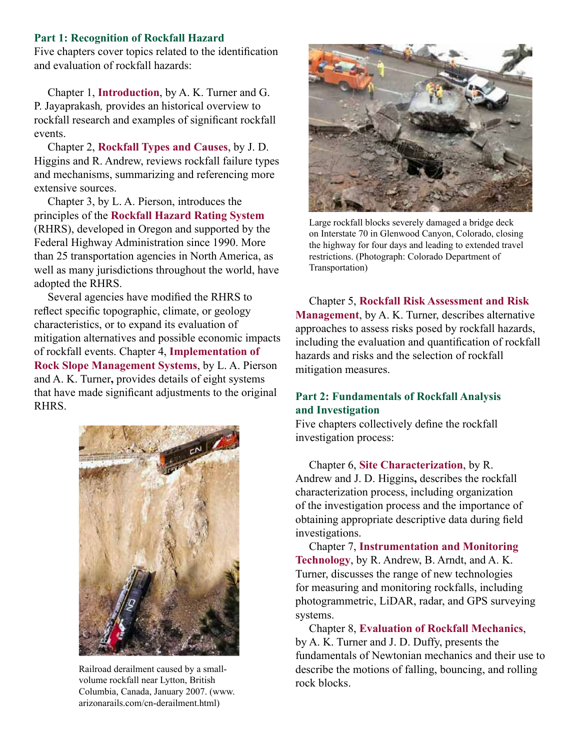**Part 1: Recognition of Rockfall Hazard**

Five chapters cover topics related to the identification and evaluation of rockfall hazards:

Chapter 1, **Introduction**, by A. K. Turner and G. P. Jayaprakash, provides an historical overview to rockfall research and examples of significant rockfall events.

Chapter 2, **Rockfall Types and Causes**, by J. D. Higgins and R. Andrew, reviews rockfall failure types and mechanisms, summarizing and referencing more extensive sources.

Chapter 3, by L. A. Pierson, introduces the principles of the **Rockfall Hazard Rating System** (RHRS), developed in Oregon and supported by the Federal Highway Administration since 1990. More than 25 transportation agencies in North America, as well as many jurisdictions throughout the world, have adopted the RHRS.

Several agencies have modified the RHRS to reflect specific topographic, climate, or geology characteristics, or to expand its evaluation of mitigation alternatives and possible economic impacts of rockfall events. Chapter 4, **Implementation of Rock Slope Management Systems**, by L. A. Pierson and A. K. Turner, provides details of eight systems that have made significant adjustments to the original RHRS.

Railroad derailment caused by a small-volume rockfall near Lytton, British Columbia, Canada, January 2007. (www.arizonarails.com/cn-derailment.html)

Large rockfall blocks severely damaged a bridge deck on Interstate 70 in Glenwood Canyon, Colorado, closing the highway for four days and leading to extended travel restrictions. (Photograph: Colorado Department of Transportation)

Chapter 5, **Rockfall Risk Assessment and Risk Management**, by A. K. Turner, describes alternative approaches to assess risks posed by rockfall hazards, including the evaluation and quantification of rockfall hazards and risks and the selection of rockfall mitigation measures.

**Part 2: Fundamentals of Rockfall Analysis and Investigation**

Five chapters collectively define the rockfall investigation process:

Chapter 6, **Site Characterization**, by R. Andrew and J. D. Higgins, describes the rockfall characterization process, including organization of the investigation process and the importance of obtaining appropriate descriptive data during field investigations.

Chapter 7, **Instrumentation and Monitoring Technology**, by R. Andrew, B. Arndt, and A. K. Turner, discusses the range of new technologies for measuring and monitoring rockfalls, including photogrammetric, LiDAR, radar, and GPS surveying systems.

Chapter 8, **Evaluation of Rockfall Mechanics**, by A. K. Turner and J. D. Duffy, presents the fundamentals of Newtonian mechanics and their use to describe the motions of falling, bouncing, and rolling rock blocks.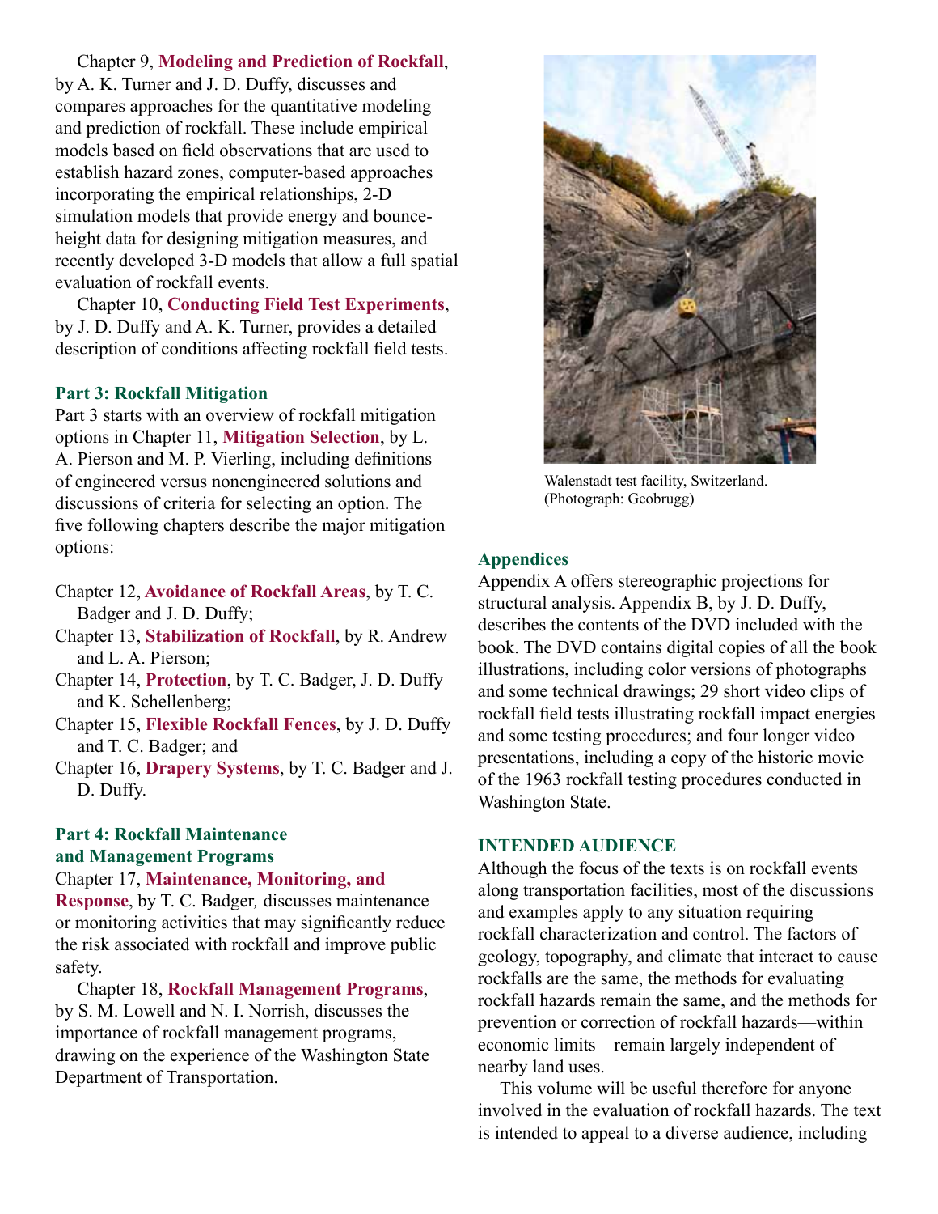Chapter 9, **Modeling and Prediction of Rockfall**, by A. K. Turner and J. D. Duffy, discusses and compares approaches for the quantitative modeling and prediction of rockfall. These include empirical models based on field observations that are used to establish hazard zones, computer-based approaches incorporating the empirical relationships, 2-D simulation models that provide energy and bounce-height data for designing mitigation measures, and recently developed 3-D models that allow a full spatial evaluation of rockfall events.

Chapter 10, **Conducting Field Test Experiments**, by J. D. Duffy and A. K. Turner, provides a detailed description of conditions affecting rockfall field tests.

### Part 3: Rockfall Mitigation

Part 3 starts with an overview of rockfall mitigation options in Chapter 11, **Mitigation Selection**, by L. A. Pierson and M. P. Vierling, including definitions of engineered versus nonengineered solutions and discussions of criteria for selecting an option. The five following chapters describe the major mitigation options:

- Chapter 12, **Avoidance of Rockfall Areas**, by T. C. Badger and J. D. Duffy;
- Chapter 13, **Stabilization of Rockfall**, by R. Andrew and L. A. Pierson;
- Chapter 14, **Protection**, by T. C. Badger, J. D. Duffy and K. Schellenberg;
- Chapter 15, **Flexible Rockfall Fences**, by J. D. Duffy and T. C. Badger; and
- Chapter 16, **Drapery Systems**, by T. C. Badger and J. D. Duffy.

### Part 4: Rockfall Maintenance and Management Programs

Chapter 17, **Maintenance, Monitoring, and Response**, by T. C. Badger*,* discusses maintenance or monitoring activities that may significantly reduce the risk associated with rockfall and improve public safety.

Chapter 18, **Rockfall Management Programs**, by S. M. Lowell and N. I. Norrish, discusses the importance of rockfall management programs, drawing on the experience of the Washington State Department of Transportation.

Walenstadt test facility, Switzerland. (Photograph: Geobrugg)

### Appendices

Appendix A offers stereographic projections for structural analysis. Appendix B, by J. D. Duffy, describes the contents of the DVD included with the book. The DVD contains digital copies of all the book illustrations, including color versions of photographs and some technical drawings; 29 short video clips of rockfall field tests illustrating rockfall impact energies and some testing procedures; and four longer video presentations, including a copy of the historic movie of the 1963 rockfall testing procedures conducted in Washington State.

### INTENDED AUDIENCE

Although the focus of the texts is on rockfall events along transportation facilities, most of the discussions and examples apply to any situation requiring rockfall characterization and control. The factors of geology, topography, and climate that interact to cause rockfalls are the same, the methods for evaluating rockfall hazards remain the same, and the methods for prevention or correction of rockfall hazards—within economic limits—remain largely independent of nearby land uses.

This volume will be useful therefore for anyone involved in the evaluation of rockfall hazards. The text is intended to appeal to a diverse audience, including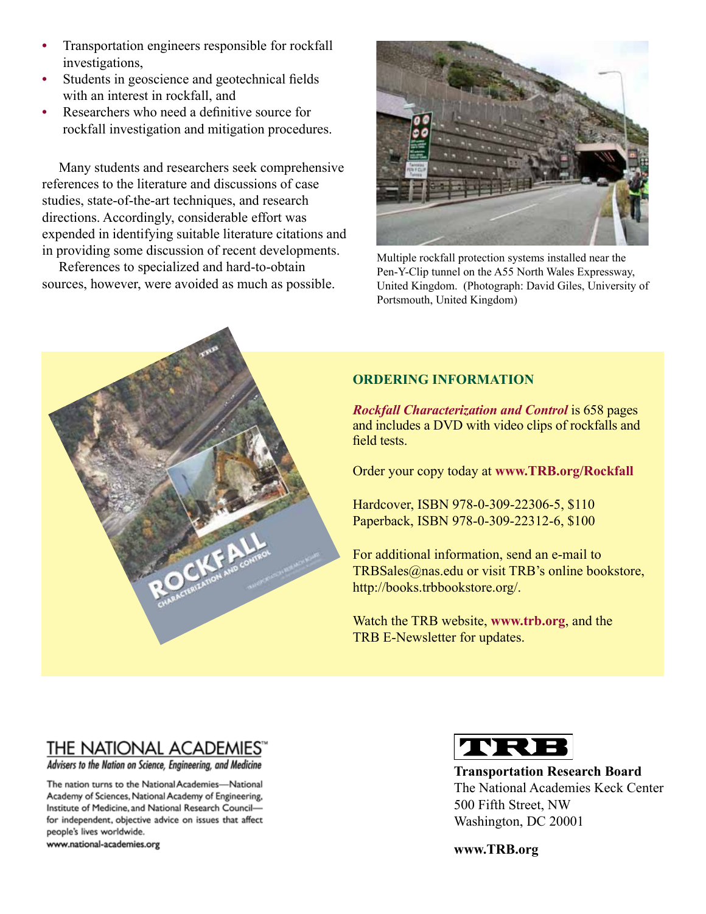- Transportation engineers responsible for rockfall investigations,
- Students in geoscience and geotechnical fields with an interest in rockfall, and
- Researchers who need a definitive source for rockfall investigation and mitigation procedures.

Many students and researchers seek comprehensive references to the literature and discussions of case studies, state-of-the-art techniques, and research directions. Accordingly, considerable effort was expended in identifying suitable literature citations and in providing some discussion of recent developments.

References to specialized and hard-to-obtain sources, however, were avoided as much as possible.

Multiple rockfall protection systems installed near the Pen-Y-Clip tunnel on the A55 North Wales Expressway, United Kingdom. (Photograph: David Giles, University of Portsmouth, United Kingdom)

## ORDERING INFORMATION

***Rockfall Characterization and Control*** is 658 pages and includes a DVD with video clips of rockfalls and field tests.

Order your copy today at **www.TRB.org/Rockfall**

Hardcover, ISBN 978-0-309-22306-5, $110
Paperback, ISBN 978-0-309-22312-6, $100

For additional information, send an e-mail to TRBSales@nas.edu or visit TRB's online bookstore, http://books.trbbookstore.org/.

Watch the TRB website, **www.trb.org**, and the TRB E-Newsletter for updates.

THE NATIONAL ACADEMIES™
*Advisers to the Nation on Science, Engineering, and Medicine*

The nation turns to the National Academies—National Academy of Sciences, National Academy of Engineering, Institute of Medicine, and National Research Council—for independent, objective advice on issues that affect people's lives worldwide.
www.national-academies.org

TRB

**Transportation Research Board**
The National Academies Keck Center
500 Fifth Street, NW
Washington, DC 20001

**www.TRB.org**